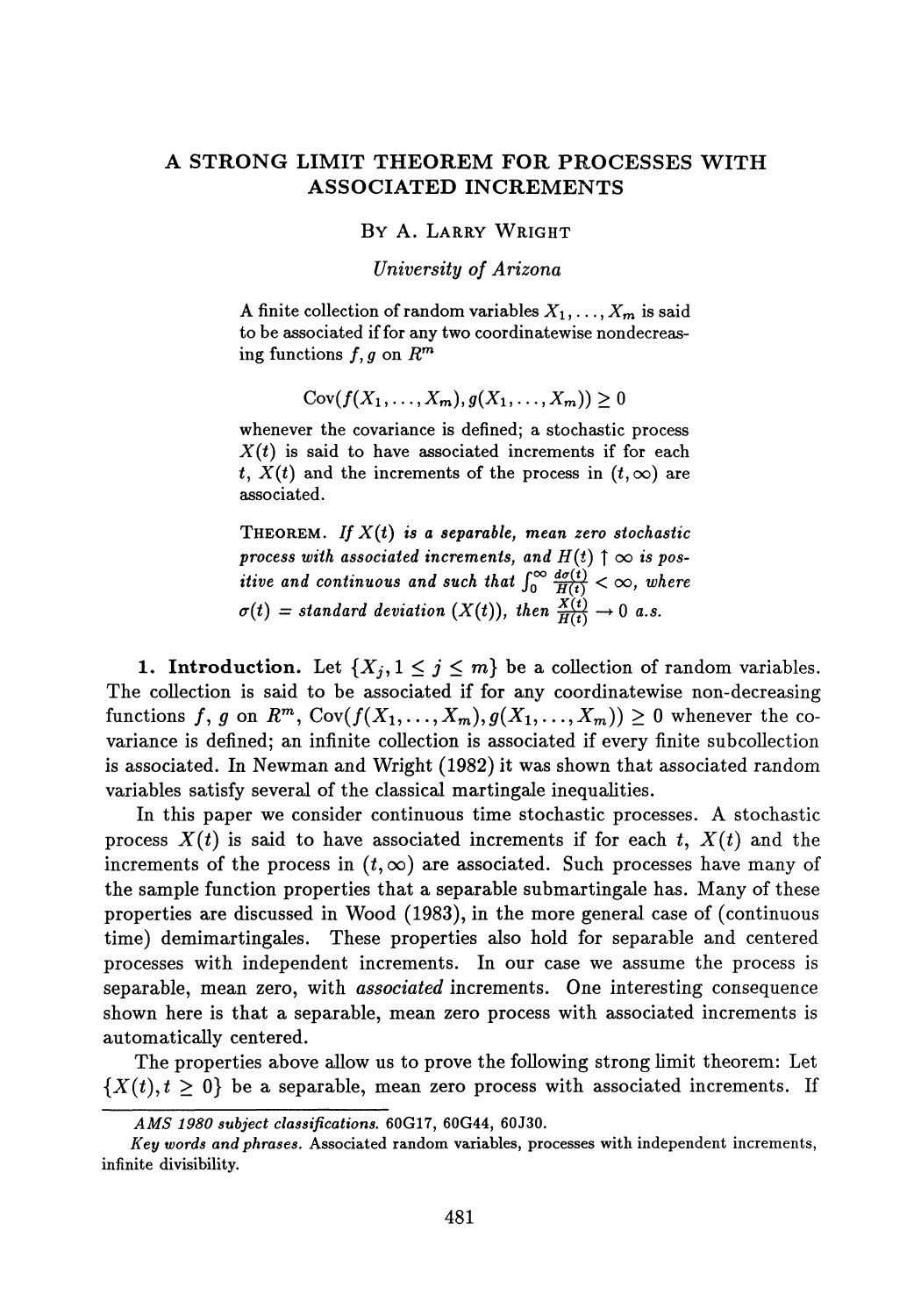# A STRONG LIMIT THEOREM FOR PROCESSES WITH ASSOCIATED INCREMENTS

BY A. LARRY WRIGHT

*University of Arizona*

A finite collection of random variables $X_1, \ldots, X_m$ is said to be associated if for any two coordinatewise nondecreasing functions $f, g$ on $R^m$

$$\operatorname{Cov}(f(X_1, \ldots, X_m), g(X_1, \ldots, X_m)) \geq 0$$

whenever the covariance is defined; a stochastic process $X(t)$ is said to have associated increments if for each $t$, $X(t)$ and the increments of the process in $(t, \infty)$ are associated.

THEOREM. *If $X(t)$ is a separable, mean zero stochastic process with associated increments, and $H(t) \uparrow \infty$ is positive and continuous and such that $\int_0^\infty \frac{d\sigma(t)}{H(t)} < \infty$, where $\sigma(t) =$ standard deviation $(X(t))$, then $\frac{X(t)}{H(t)} \to 0$ a.s.*

**1. Introduction.** Let $\{X_j, 1 \leq j \leq m\}$ be a collection of random variables. The collection is said to be associated if for any coordinatewise non-decreasing functions $f$, $g$ on $R^m$, $\operatorname{Cov}(f(X_1, \ldots, X_m), g(X_1, \ldots, X_m)) \geq 0$ whenever the covariance is defined; an infinite collection is associated if every finite subcollection is associated. In Newman and Wright (1982) it was shown that associated random variables satisfy several of the classical martingale inequalities.

In this paper we consider continuous time stochastic processes. A stochastic process $X(t)$ is said to have associated increments if for each $t$, $X(t)$ and the increments of the process in $(t, \infty)$ are associated. Such processes have many of the sample function properties that a separable submartingale has. Many of these properties are discussed in Wood (1983), in the more general case of (continuous time) demimartingales. These properties also hold for separable and centered processes with independent increments. In our case we assume the process is separable, mean zero, with *associated* increments. One interesting consequence shown here is that a separable, mean zero process with associated increments is automatically centered.

The properties above allow us to prove the following strong limit theorem: Let $\{X(t), t \geq 0\}$ be a separable, mean zero process with associated increments. If

---

*AMS 1980 subject classifications.* 60G17, 60G44, 60J30.

*Key words and phrases.* Associated random variables, processes with independent increments, infinite divisibility.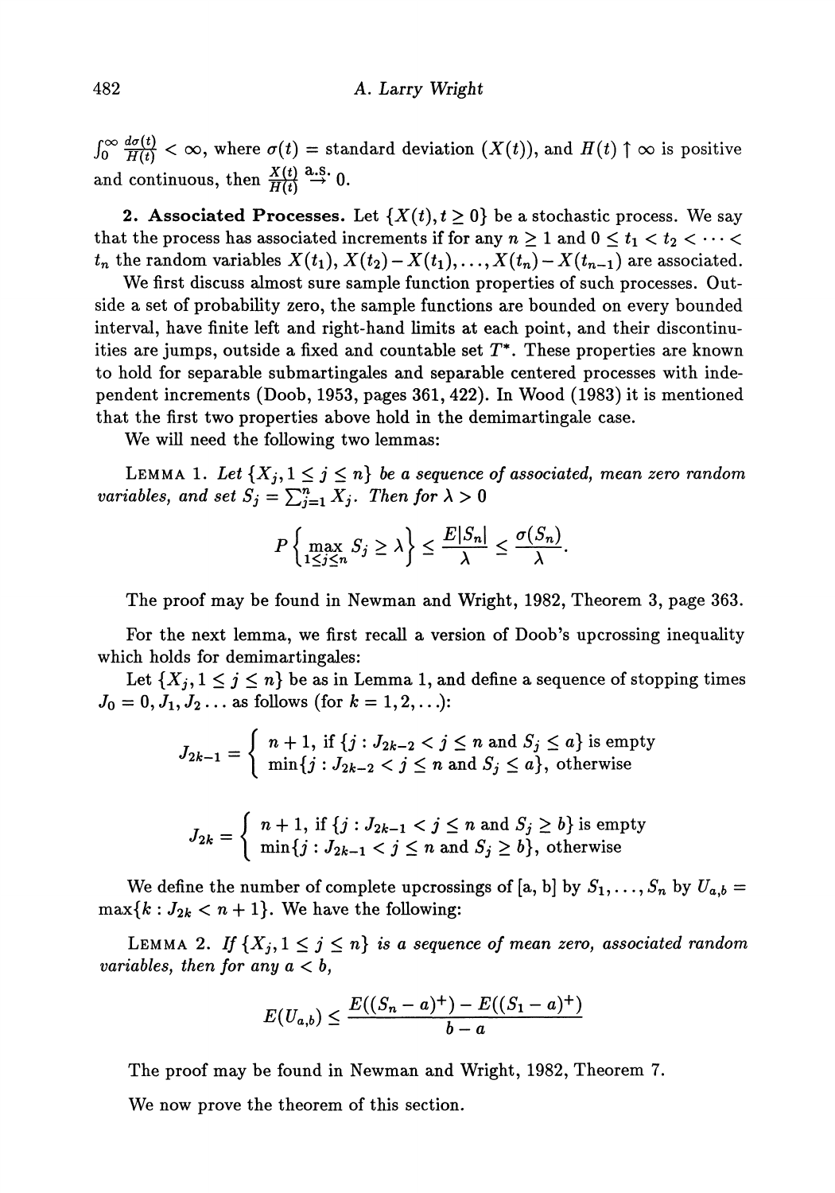$\int_0^\infty \frac{d\sigma(t)}{H(t)} < \infty$, where $\sigma(t)$ = standard deviation $(X(t))$, and $H(t) \uparrow \infty$ is positive and continuous, then $\frac{X(t)}{H(t)} \stackrel{\text{a.s.}}{\to} 0$.

**2. Associated Processes.** Let $\{X(t), t \geq 0\}$ be a stochastic process. We say that the process has associated increments if for any $n \geq 1$ and $0 \leq t_1 < t_2 < \cdots < t_n$ the random variables $X(t_1), X(t_2) - X(t_1), \ldots, X(t_n) - X(t_{n-1})$ are associated.

We first discuss almost sure sample function properties of such processes. Outside a set of probability zero, the sample functions are bounded on every bounded interval, have finite left and right-hand limits at each point, and their discontinuities are jumps, outside a fixed and countable set $T^*$. These properties are known to hold for separable submartingales and separable centered processes with independent increments (Doob, 1953, pages 361, 422). In Wood (1983) it is mentioned that the first two properties above hold in the demimartingale case.

We will need the following two lemmas:

LEMMA 1. *Let $\{X_j, 1 \leq j \leq n\}$ be a sequence of associated, mean zero random variables, and set $S_j = \sum_{j=1}^{n} X_j$. Then for $\lambda > 0$*

$$P\left\{\max_{1 \leq j \leq n} S_j \geq \lambda\right\} \leq \frac{E|S_n|}{\lambda} \leq \frac{\sigma(S_n)}{\lambda}.$$

The proof may be found in Newman and Wright, 1982, Theorem 3, page 363.

For the next lemma, we first recall a version of Doob's upcrossing inequality which holds for demimartingales:

Let $\{X_j, 1 \leq j \leq n\}$ be as in Lemma 1, and define a sequence of stopping times $J_0 = 0, J_1, J_2 \ldots$ as follows (for $k = 1, 2, \ldots$):

$$J_{2k-1} = \begin{cases} n+1, \text{ if } \{j : J_{2k-2} < j \leq n \text{ and } S_j \leq a\} \text{ is empty} \\ \min\{j : J_{2k-2} < j \leq n \text{ and } S_j \leq a\}, \text{ otherwise} \end{cases}$$

$$J_{2k} = \begin{cases} n+1, \text{ if } \{j : J_{2k-1} < j \leq n \text{ and } S_j \geq b\} \text{ is empty} \\ \min\{j : J_{2k-1} < j \leq n \text{ and } S_j \geq b\}, \text{ otherwise} \end{cases}$$

We define the number of complete upcrossings of [a, b] by $S_1, \ldots, S_n$ by $U_{a,b} = \max\{k : J_{2k} < n+1\}$. We have the following:

LEMMA 2. *If $\{X_j, 1 \leq j \leq n\}$ is a sequence of mean zero, associated random variables, then for any $a < b$,*

$$E(U_{a,b}) \leq \frac{E((S_n - a)^+) - E((S_1 - a)^+)}{b - a}$$

The proof may be found in Newman and Wright, 1982, Theorem 7.

We now prove the theorem of this section.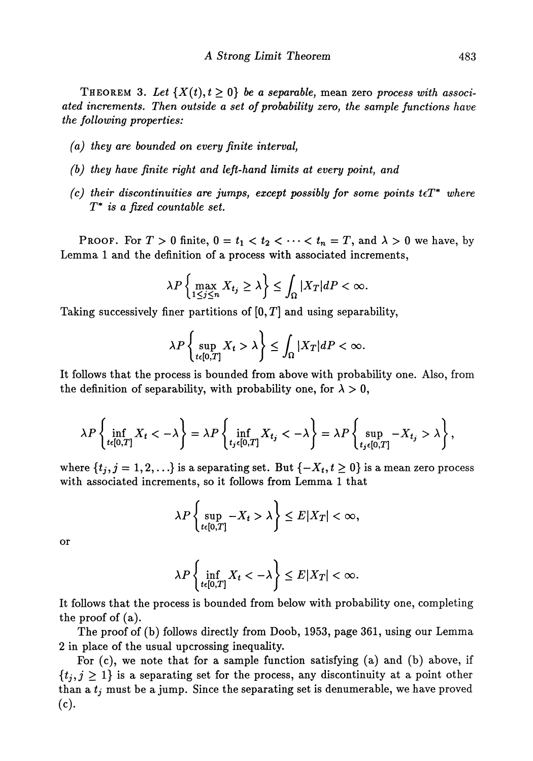THEOREM 3. *Let $\{X(t), t \geq 0\}$ be a separable,* mean zero *process with associated increments. Then outside a set of probability zero, the sample functions have the following properties:*

- *(a) they are bounded on every finite interval,*
- *(b) they have finite right and left-hand limits at every point, and*
- *(c) their discontinuities are jumps, except possibly for some points $t \epsilon T^*$ where $T^*$ is a fixed countable set.*

PROOF. For $T > 0$ finite, $0 = t_1 < t_2 < \cdots < t_n = T$, and $\lambda > 0$ we have, by Lemma 1 and the definition of a process with associated increments,

$$\lambda P\left\{\max_{1 \leq j \leq n} X_{t_j} \geq \lambda\right\} \leq \int_\Omega |X_T| dP < \infty.$$

Taking successively finer partitions of $[0, T]$ and using separability,

$$\lambda P\left\{\sup_{t \epsilon [0,T]} X_t > \lambda\right\} \leq \int_\Omega |X_T| dP < \infty.$$

It follows that the process is bounded from above with probability one. Also, from the definition of separability, with probability one, for $\lambda > 0$,

$$\lambda P\left\{\inf_{t \epsilon [0,T]} X_t < -\lambda\right\} = \lambda P\left\{\inf_{t_j \epsilon [0,T]} X_{t_j} < -\lambda\right\} = \lambda P\left\{\sup_{t_j \epsilon [0,T]} -X_{t_j} > \lambda\right\},$$

where $\{t_j, j = 1, 2, \ldots\}$ is a separating set. But $\{-X_t, t \geq 0\}$ is a mean zero process with associated increments, so it follows from Lemma 1 that

$$\lambda P\left\{\sup_{t \epsilon [0,T]} -X_t > \lambda\right\} \leq E|X_T| < \infty,$$

or

$$\lambda P\left\{\inf_{t \epsilon [0,T]} X_t < -\lambda\right\} \leq E|X_T| < \infty.$$

It follows that the process is bounded from below with probability one, completing the proof of (a).

The proof of (b) follows directly from Doob, 1953, page 361, using our Lemma 2 in place of the usual upcrossing inequality.

For (c), we note that for a sample function satisfying (a) and (b) above, if $\{t_j, j \geq 1\}$ is a separating set for the process, any discontinuity at a point other than a $t_j$ must be a jump. Since the separating set is denumerable, we have proved (c).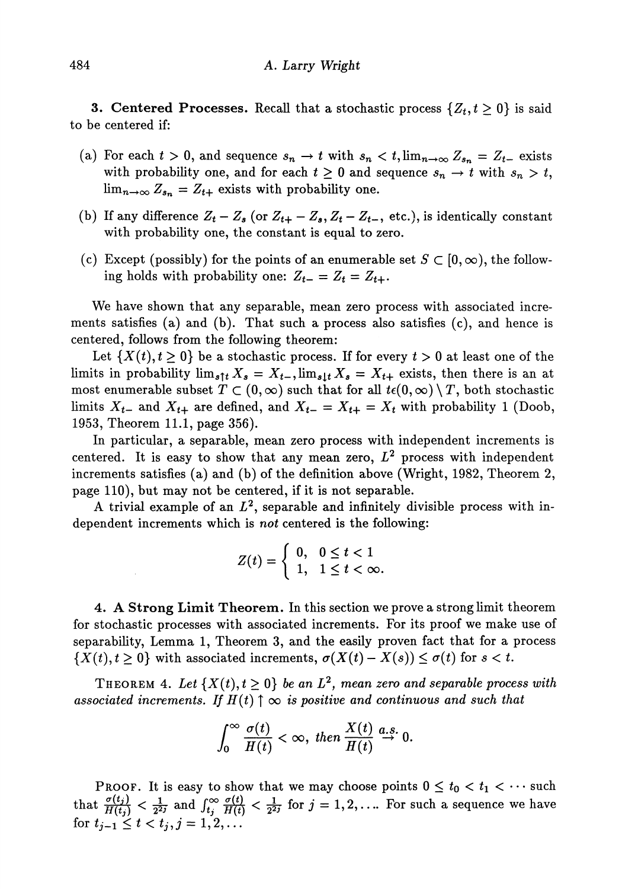**3. Centered Processes.** Recall that a stochastic process $\{Z_t, t \geq 0\}$ is said to be centered if:

(a) For each $t > 0$, and sequence $s_n \to t$ with $s_n < t, \lim_{n\to\infty} Z_{s_n} = Z_{t-}$ exists with probability one, and for each $t \geq 0$ and sequence $s_n \to t$ with $s_n > t$, $\lim_{n\to\infty} Z_{s_n} = Z_{t+}$ exists with probability one.

(b) If any difference $Z_t - Z_s$ (or $Z_{t+} - Z_s, Z_t - Z_{t-}$, etc.), is identically constant with probability one, the constant is equal to zero.

(c) Except (possibly) for the points of an enumerable set $S \subset [0, \infty)$, the following holds with probability one: $Z_{t-} = Z_t = Z_{t+}$.

We have shown that any separable, mean zero process with associated increments satisfies (a) and (b). That such a process also satisfies (c), and hence is centered, follows from the following theorem:

Let $\{X(t), t \geq 0\}$ be a stochastic process. If for every $t > 0$ at least one of the limits in probability $\lim_{s\uparrow t} X_s = X_{t-}, \lim_{s\downarrow t} X_s = X_{t+}$ exists, then there is an at most enumerable subset $T \subset (0, \infty)$ such that for all $t \epsilon (0, \infty) \setminus T$, both stochastic limits $X_{t-}$ and $X_{t+}$ are defined, and $X_{t-} = X_{t+} = X_t$ with probability 1 (Doob, 1953, Theorem 11.1, page 356).

In particular, a separable, mean zero process with independent increments is centered. It is easy to show that any mean zero, $L^2$ process with independent increments satisfies (a) and (b) of the definition above (Wright, 1982, Theorem 2, page 110), but may not be centered, if it is not separable.

A trivial example of an $L^2$, separable and infinitely divisible process with independent increments which is *not* centered is the following:

$$Z(t) = \begin{cases} 0, & 0 \leq t < 1 \\ 1, & 1 \leq t < \infty. \end{cases}$$

**4. A Strong Limit Theorem.** In this section we prove a strong limit theorem for stochastic processes with associated increments. For its proof we make use of separability, Lemma 1, Theorem 3, and the easily proven fact that for a process $\{X(t), t \geq 0\}$ with associated increments, $\sigma(X(t) - X(s)) \leq \sigma(t)$ for $s < t$.

THEOREM 4. *Let $\{X(t), t \geq 0\}$ be an $L^2$, mean zero and separable process with associated increments. If $H(t) \uparrow \infty$ is positive and continuous and such that*

$$\int_0^\infty \frac{\sigma(t)}{H(t)} < \infty, \text{ then } \frac{X(t)}{H(t)} \overset{a.s.}{\to} 0.$$

PROOF. It is easy to show that we may choose points $0 \leq t_0 < t_1 < \cdots$ such that $\frac{\sigma(t_j)}{H(t_j)} < \frac{1}{2^{2j}}$ and $\int_{t_j}^\infty \frac{\sigma(t)}{H(t)} < \frac{1}{2^{2j}}$ for $j = 1, 2, \ldots$. For such a sequence we have for $t_{j-1} \leq t < t_j, j = 1, 2, \ldots$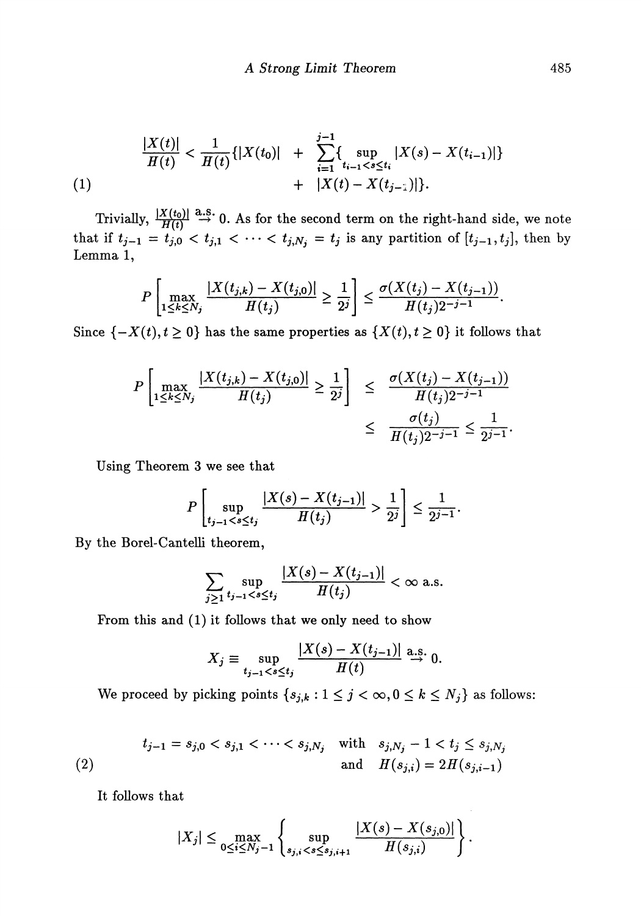$$
\begin{aligned}
\frac{|X(t)|}{H(t)} < \frac{1}{H(t)}\{|X(t_0)| &+ \sum_{i=1}^{j-1}\{\sup_{t_{i-1}<s\le t_i}|X(s)-X(t_{i-1})|\} \\
&+ |X(t)-X(t_{j-1})|\}. 
\end{aligned} \tag{1}
$$

Trivially, $\frac{|X(t_0)|}{H(t)} \overset{\text{a.s.}}{\to} 0$. As for the second term on the right-hand side, we note that if $t_{j-1} = t_{j,0} < t_{j,1} < \cdots < t_{j,N_j} = t_j$ is any partition of $[t_{j-1}, t_j]$, then by Lemma 1,

$$
P\left[\max_{1\le k\le N_j} \frac{|X(t_{j,k}) - X(t_{j,0})|}{H(t_j)} \ge \frac{1}{2^j}\right] \le \frac{\sigma(X(t_j)-X(t_{j-1}))}{H(t_j)2^{-j-1}}.
$$

Since $\{-X(t), t\ge 0\}$ has the same properties as $\{X(t), t \ge 0\}$ it follows that

$$
\begin{aligned}
P\left[\max_{1\le k\le N_j} \frac{|X(t_{j,k}) - X(t_{j,0})|}{H(t_j)} \ge \frac{1}{2^j}\right] &\le \frac{\sigma(X(t_j)-X(t_{j-1}))}{H(t_j)2^{-j-1}} \\
&\le \frac{\sigma(t_j)}{H(t_j)2^{-j-1}} \le \frac{1}{2^{j-1}}.
\end{aligned}
$$

Using Theorem 3 we see that

$$
P\left[\sup_{t_{j-1}<s\le t_j} \frac{|X(s)-X(t_{j-1})|}{H(t_j)} > \frac{1}{2^j}\right] \le \frac{1}{2^{j-1}}.
$$

By the Borel-Cantelli theorem,

$$
\sum_{j\ge 1} \sup_{t_{j-1}<s\le t_j} \frac{|X(s)-X(t_{j-1})|}{H(t_j)} < \infty \text{ a.s.}
$$

From this and (1) it follows that we only need to show

$$
X_j \equiv \sup_{t_{j-1}<s\le t_j} \frac{|X(s)-X(t_{j-1})|}{H(t)} \overset{\text{a.s.}}{\to} 0.
$$

We proceed by picking points $\{s_{j,k} : 1 \le j < \infty, 0 \le k \le N_j\}$ as follows:

$$
\begin{aligned}
t_{j-1} = s_{j,0} < s_{j,1} < \cdots < s_{j,N_j} \quad &\text{with} \quad s_{j,N_j} - 1 < t_j \le s_{j,N_j} \\
&\text{and} \quad H(s_{j,i}) = 2H(s_{j,i-1})
\end{aligned} \tag{2}
$$

It follows that

$$
|X_j| \le \max_{0\le i\le N_j-1}\left\{\sup_{s_{j,i}<s\le s_{j,i+1}} \frac{|X(s)-X(s_{j,0})|}{H(s_{j,i})}\right\}.
$$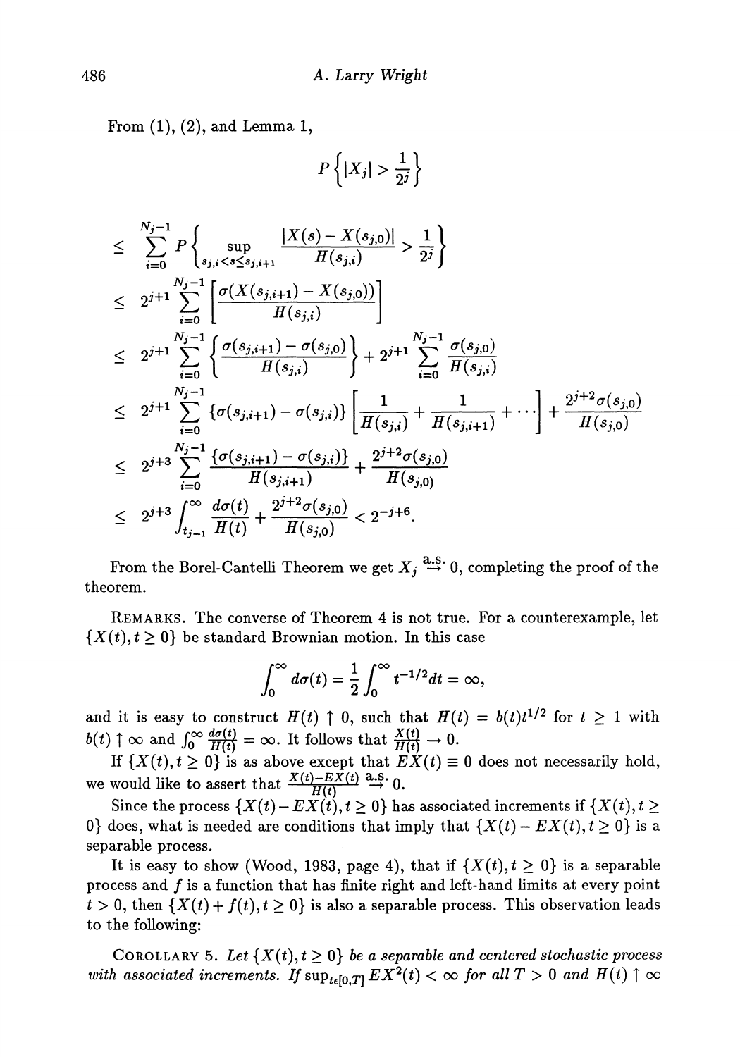From (1), (2), and Lemma 1,

$$
\begin{aligned}
& P\left\{|X_j| > \frac{1}{2^j}\right\} \\
\leq\ & \sum_{i=0}^{N_j-1} P\left\{ \sup_{s_{j,i} < s \leq s_{j,i+1}} \frac{|X(s) - X(s_{j,0})|}{H(s_{j,i})} > \frac{1}{2^j} \right\} \\
\leq\ & 2^{j+1} \sum_{i=0}^{N_j-1} \left[ \frac{\sigma(X(s_{j,i+1}) - X(s_{j,0}))}{H(s_{j,i})} \right] \\
\leq\ & 2^{j+1} \sum_{i=0}^{N_j-1} \left\{ \frac{\sigma(s_{j,i+1}) - \sigma(s_{j,0})}{H(s_{j,i})} \right\} + 2^{j+1} \sum_{i=0}^{N_j-1} \frac{\sigma(s_{j,0})}{H(s_{j,i})} \\
\leq\ & 2^{j+1} \sum_{i=0}^{N_j-1} \{\sigma(s_{j,i+1}) - \sigma(s_{j,i})\} \left[ \frac{1}{H(s_{j,i})} + \frac{1}{H(s_{j,i+1})} + \cdots \right] + \frac{2^{j+2}\sigma(s_{j,0})}{H(s_{j,0})} \\
\leq\ & 2^{j+3} \sum_{i=0}^{N_j-1} \frac{\{\sigma(s_{j,i+1}) - \sigma(s_{j,i})\}}{H(s_{j,i+1})} + \frac{2^{j+2}\sigma(s_{j,0})}{H(s_{j,0})} \\
\leq\ & 2^{j+3} \int_{t_{j-1}}^{\infty} \frac{d\sigma(t)}{H(t)} + \frac{2^{j+2}\sigma(s_{j,0})}{H(s_{j,0})} < 2^{-j+6}.
\end{aligned}
$$

From the Borel-Cantelli Theorem we get $X_j \overset{\text{a.s.}}{\to} 0$, completing the proof of the theorem.

REMARKS. The converse of Theorem 4 is not true. For a counterexample, let $\{X(t), t \geq 0\}$ be standard Brownian motion. In this case

$$
\int_0^{\infty} d\sigma(t) = \frac{1}{2} \int_0^{\infty} t^{-1/2} dt = \infty,
$$

and it is easy to construct $H(t) \uparrow 0$, such that $H(t) = b(t)t^{1/2}$ for $t \geq 1$ with $b(t) \uparrow \infty$ and $\int_0^{\infty} \frac{d\sigma(t)}{H(t)} = \infty$. It follows that $\frac{X(t)}{H(t)} \to 0$.

If $\{X(t), t \geq 0\}$ is as above except that $EX(t) \equiv 0$ does not necessarily hold, we would like to assert that $\frac{X(t) - EX(t)}{H(t)} \overset{\text{a.s.}}{\to} 0$.

Since the process $\{X(t) - EX(t), t \geq 0\}$ has associated increments if $\{X(t), t \geq 0\}$ does, what is needed are conditions that imply that $\{X(t) - EX(t), t \geq 0\}$ is a separable process.

It is easy to show (Wood, 1983, page 4), that if $\{X(t), t \geq 0\}$ is a separable process and $f$ is a function that has finite right and left-hand limits at every point $t > 0$, then $\{X(t) + f(t), t \geq 0\}$ is also a separable process. This observation leads to the following:

COROLLARY 5. *Let $\{X(t), t \geq 0\}$ be a separable and centered stochastic process with associated increments. If $\sup_{t \in [0,T]} EX^2(t) < \infty$ for all $T > 0$ and $H(t) \uparrow \infty$*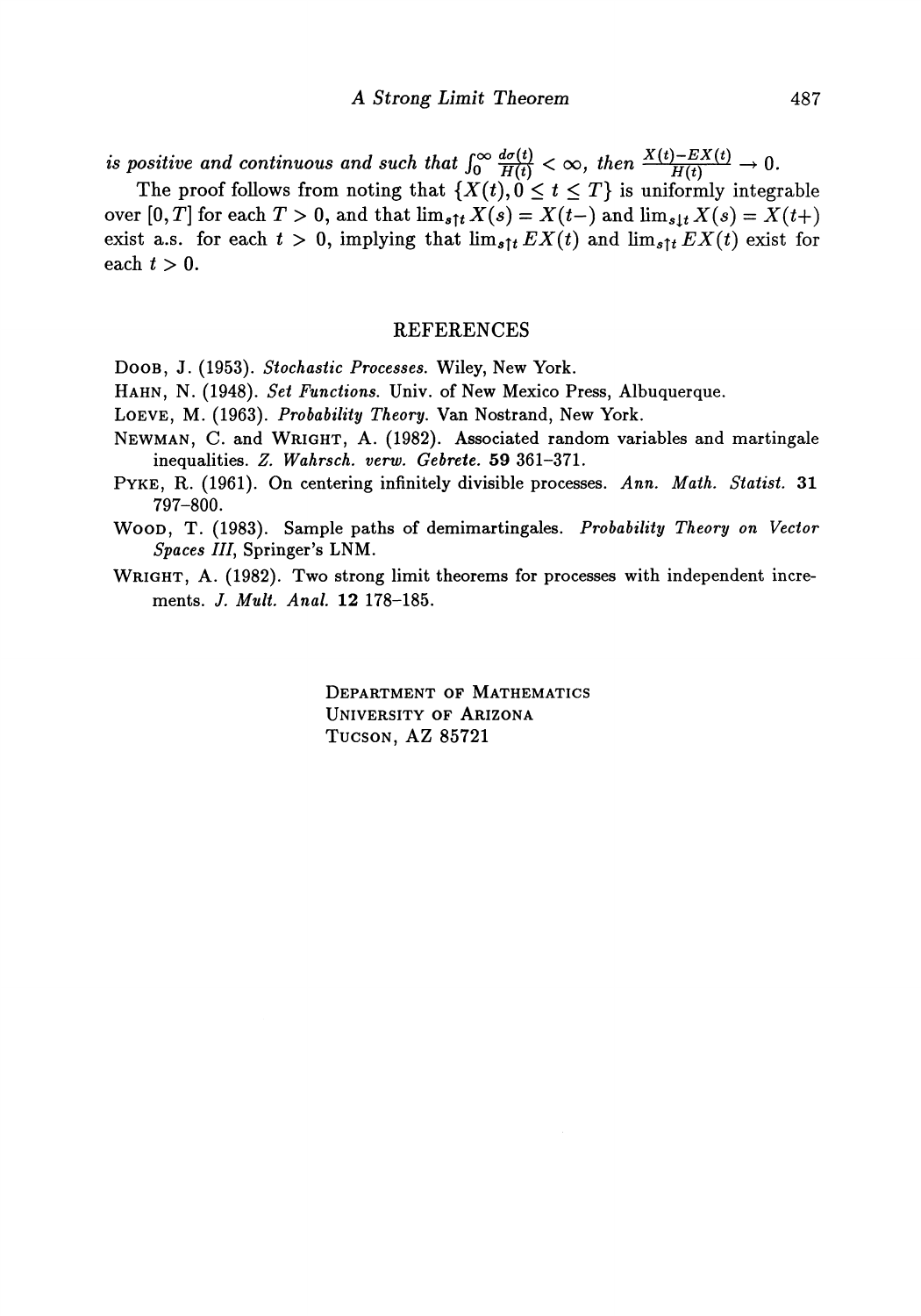*is positive and continuous and such that* $\int_0^\infty \frac{d\sigma(t)}{H(t)} < \infty$, *then* $\frac{X(t)-EX(t)}{H(t)} \to 0$.

The proof follows from noting that $\{X(t), 0 \le t \le T\}$ is uniformly integrable over $[0, T]$ for each $T > 0$, and that $\lim_{s \uparrow t} X(s) = X(t-)$ and $\lim_{s \downarrow t} X(s) = X(t+)$ exist a.s. for each $t > 0$, implying that $\lim_{s \uparrow t} EX(t)$ and $\lim_{s \uparrow t} EX(t)$ exist for each $t > 0$.

## REFERENCES

DOOB, J. (1953). *Stochastic Processes*. Wiley, New York.

HAHN, N. (1948). *Set Functions*. Univ. of New Mexico Press, Albuquerque.

LOEVE, M. (1963). *Probability Theory*. Van Nostrand, New York.

NEWMAN, C. and WRIGHT, A. (1982). Associated random variables and martingale inequalities. *Z. Wahrsch. verw. Gebrete.* **59** 361–371.

PYKE, R. (1961). On centering infinitely divisible processes. *Ann. Math. Statist.* **31** 797–800.

WOOD, T. (1983). Sample paths of demimartingales. *Probability Theory on Vector Spaces III*, Springer's LNM.

WRIGHT, A. (1982). Two strong limit theorems for processes with independent increments. *J. Mult. Anal.* **12** 178–185.

DEPARTMENT OF MATHEMATICS
UNIVERSITY OF ARIZONA
TUCSON, AZ 85721